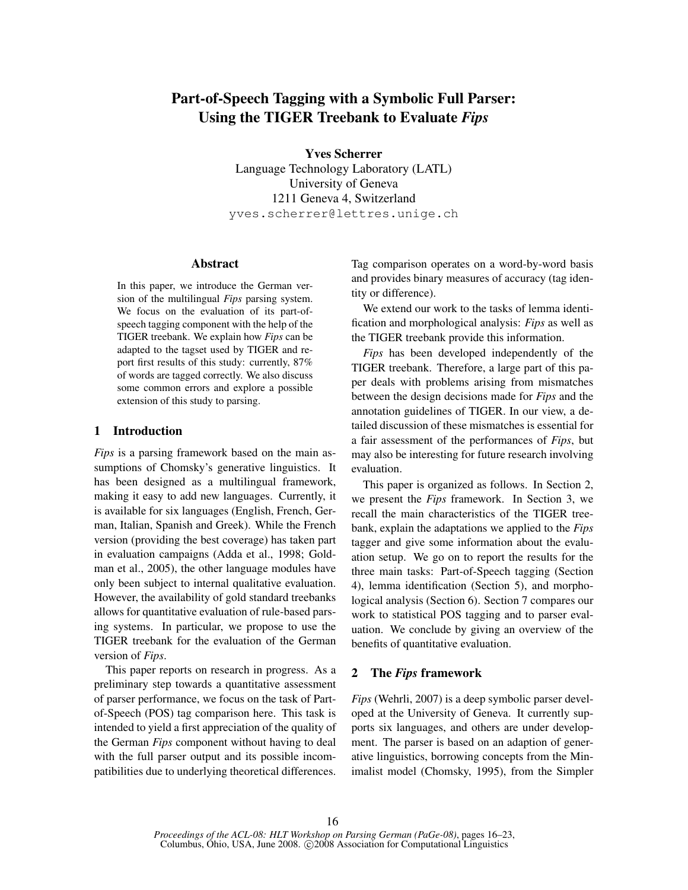# Part-of-Speech Tagging with a Symbolic Full Parser: Using the TIGER Treebank to Evaluate *Fips*

**Yves Scherrer**
Language Technology Laboratory (LATL)
University of Geneva
1211 Geneva 4, Switzerland
yves.scherrer@lettres.unige.ch

## Abstract

In this paper, we introduce the German version of the multilingual *Fips* parsing system. We focus on the evaluation of its part-of-speech tagging component with the help of the TIGER treebank. We explain how *Fips* can be adapted to the tagset used by TIGER and report first results of this study: currently, 87% of words are tagged correctly. We also discuss some common errors and explore a possible extension of this study to parsing.

## 1 Introduction

*Fips* is a parsing framework based on the main assumptions of Chomsky's generative linguistics. It has been designed as a multilingual framework, making it easy to add new languages. Currently, it is available for six languages (English, French, German, Italian, Spanish and Greek). While the French version (providing the best coverage) has taken part in evaluation campaigns (Adda et al., 1998; Goldman et al., 2005), the other language modules have only been subject to internal qualitative evaluation. However, the availability of gold standard treebanks allows for quantitative evaluation of rule-based parsing systems. In particular, we propose to use the TIGER treebank for the evaluation of the German version of *Fips*.

This paper reports on research in progress. As a preliminary step towards a quantitative assessment of parser performance, we focus on the task of Part-of-Speech (POS) tag comparison here. This task is intended to yield a first appreciation of the quality of the German *Fips* component without having to deal with the full parser output and its possible incompatibilities due to underlying theoretical differences. Tag comparison operates on a word-by-word basis and provides binary measures of accuracy (tag identity or difference).

We extend our work to the tasks of lemma identification and morphological analysis: *Fips* as well as the TIGER treebank provide this information.

*Fips* has been developed independently of the TIGER treebank. Therefore, a large part of this paper deals with problems arising from mismatches between the design decisions made for *Fips* and the annotation guidelines of TIGER. In our view, a detailed discussion of these mismatches is essential for a fair assessment of the performances of *Fips*, but may also be interesting for future research involving evaluation.

This paper is organized as follows. In Section 2, we present the *Fips* framework. In Section 3, we recall the main characteristics of the TIGER treebank, explain the adaptations we applied to the *Fips* tagger and give some information about the evaluation setup. We go on to report the results for the three main tasks: Part-of-Speech tagging (Section 4), lemma identification (Section 5), and morphological analysis (Section 6). Section 7 compares our work to statistical POS tagging and to parser evaluation. We conclude by giving an overview of the benefits of quantitative evaluation.

## 2 The *Fips* framework

*Fips* (Wehrli, 2007) is a deep symbolic parser developed at the University of Geneva. It currently supports six languages, and others are under development. The parser is based on an adaption of generative linguistics, borrowing concepts from the Minimalist model (Chomsky, 1995), from the Simpler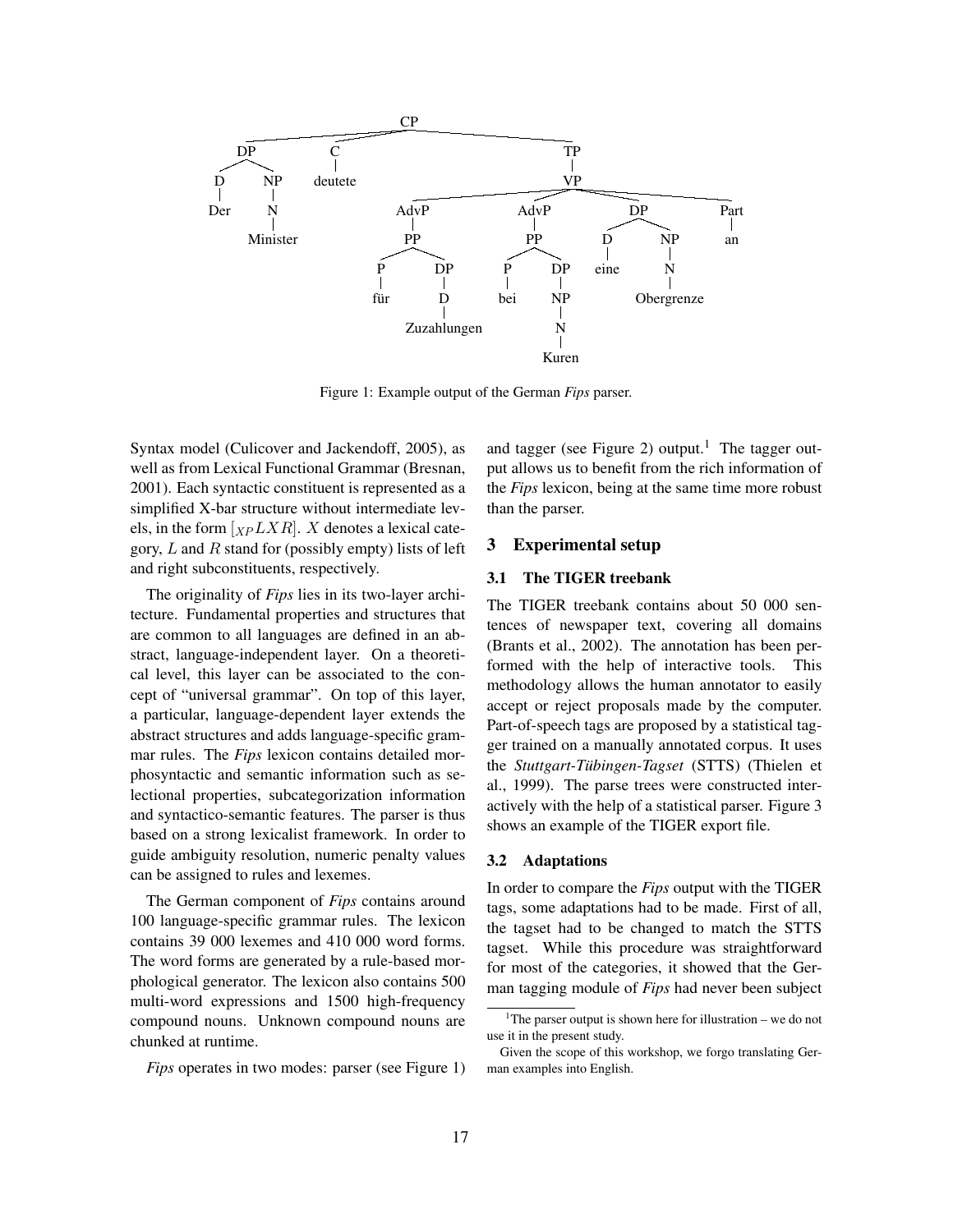Figure 1: Example output of the German *Fips* parser.

Syntax model (Culicover and Jackendoff, 2005), as well as from Lexical Functional Grammar (Bresnan, 2001). Each syntactic constituent is represented as a simplified X-bar structure without intermediate levels, in the form $[_{XP} L X R]$. $X$ denotes a lexical category, $L$ and $R$ stand for (possibly empty) lists of left and right subconstituents, respectively.

The originality of *Fips* lies in its two-layer architecture. Fundamental properties and structures that are common to all languages are defined in an abstract, language-independent layer. On a theoretical level, this layer can be associated to the concept of "universal grammar". On top of this layer, a particular, language-dependent layer extends the abstract structures and adds language-specific grammar rules. The *Fips* lexicon contains detailed morphosyntactic and semantic information such as selectional properties, subcategorization information and syntactico-semantic features. The parser is thus based on a strong lexicalist framework. In order to guide ambiguity resolution, numeric penalty values can be assigned to rules and lexemes.

The German component of *Fips* contains around 100 language-specific grammar rules. The lexicon contains 39 000 lexemes and 410 000 word forms. The word forms are generated by a rule-based morphological generator. The lexicon also contains 500 multi-word expressions and 1500 high-frequency compound nouns. Unknown compound nouns are chunked at runtime.

*Fips* operates in two modes: parser (see Figure 1) and tagger (see Figure 2) output.[1] The tagger output allows us to benefit from the rich information of the *Fips* lexicon, being at the same time more robust than the parser.

## 3 Experimental setup

### 3.1 The TIGER treebank

The TIGER treebank contains about 50 000 sentences of newspaper text, covering all domains (Brants et al., 2002). The annotation has been performed with the help of interactive tools. This methodology allows the human annotator to easily accept or reject proposals made by the computer. Part-of-speech tags are proposed by a statistical tagger trained on a manually annotated corpus. It uses the *Stuttgart-Tübingen-Tagset* (STTS) (Thielen et al., 1999). The parse trees were constructed interactively with the help of a statistical parser. Figure 3 shows an example of the TIGER export file.

### 3.2 Adaptations

In order to compare the *Fips* output with the TIGER tags, some adaptations had to be made. First of all, the tagset had to be changed to match the STTS tagset. While this procedure was straightforward for most of the categories, it showed that the German tagging module of *Fips* had never been subject

[1] The parser output is shown here for illustration – we do not use it in the present study.

Given the scope of this workshop, we forgo translating German examples into English.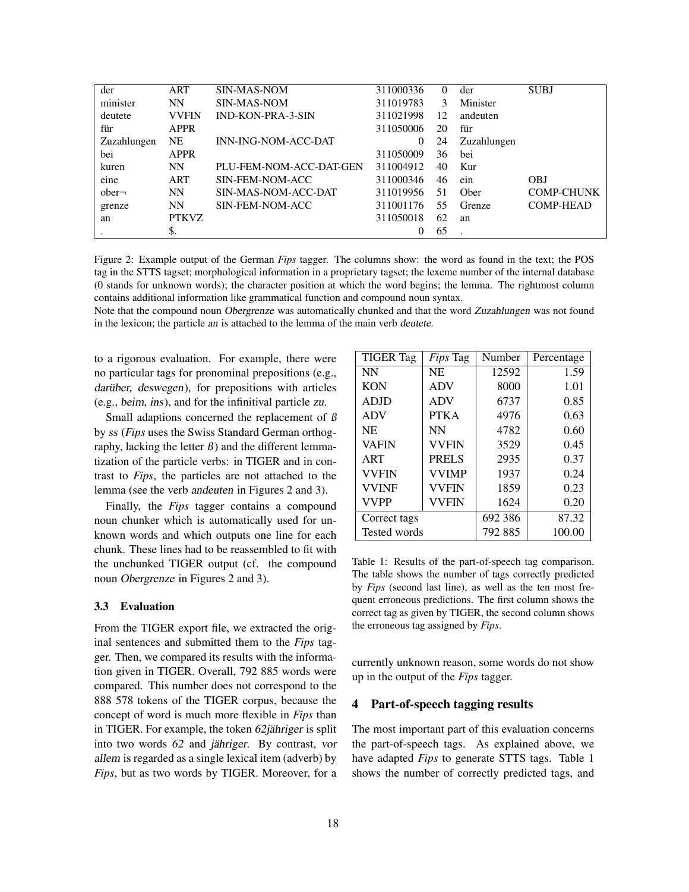| der | ART | SIN-MAS-NOM | 311000336 | 0 | der | SUBJ |
|---|---|---|---|---|---|---|
| minister | NN | SIN-MAS-NOM | 311019783 | 3 | Minister | |
| deutete | VVFIN | IND-KON-PRA-3-SIN | 311021998 | 12 | andeuten | |
| für | APPR | | 311050006 | 20 | für | |
| Zuzahlungen | NE | INN-ING-NOM-ACC-DAT | 0 | 24 | Zuzahlungen | |
| bei | APPR | | 311050009 | 36 | bei | |
| kuren | NN | PLU-FEM-NOM-ACC-DAT-GEN | 311004912 | 40 | Kur | |
| eine | ART | SIN-FEM-NOM-ACC | 311000346 | 46 | ein | OBJ |
| ober¬ | NN | SIN-MAS-NOM-ACC-DAT | 311019956 | 51 | Ober | COMP-CHUNK |
| grenze | NN | SIN-FEM-NOM-ACC | 311001176 | 55 | Grenze | COMP-HEAD |
| an | PTKVZ | | 311050018 | 62 | an | |
| . | $. | | 0 | 65 | . | |

Figure 2: Example output of the German *Fips* tagger. The columns show: the word as found in the text; the POS tag in the STTS tagset; morphological information in a proprietary tagset; the lexeme number of the internal database (0 stands for unknown words); the character position at which the word begins; the lemma. The rightmost column contains additional information like grammatical function and compound noun syntax.
Note that the compound noun *Obergrenze* was automatically chunked and that the word *Zuzahlungen* was not found in the lexicon; the particle *an* is attached to the lemma of the main verb *deutete*.

to a rigorous evaluation. For example, there were no particular tags for pronominal prepositions (e.g., *darüber*, *deswegen*), for prepositions with articles (e.g., *beim*, *ins*), and for the infinitival particle *zu*.

Small adaptions concerned the replacement of *ß* by *ss* (*Fips* uses the Swiss Standard German orthography, lacking the letter *ß*) and the different lemmatization of the particle verbs: in TIGER and in contrast to *Fips*, the particles are not attached to the lemma (see the verb *andeuten* in Figures 2 and 3).

Finally, the *Fips* tagger contains a compound noun chunker which is automatically used for unknown words and which outputs one line for each chunk. These lines had to be reassembled to fit with the unchunked TIGER output (cf. the compound noun *Obergrenze* in Figures 2 and 3).

### 3.3 Evaluation

From the TIGER export file, we extracted the original sentences and submitted them to the *Fips* tagger. Then, we compared its results with the information given in TIGER. Overall, 792 885 words were compared. This number does not correspond to the 888 578 tokens of the TIGER corpus, because the concept of word is much more flexible in *Fips* than in TIGER. For example, the token *62jähriger* is split into two words *62* and *jähriger*. By contrast, *vor allem* is regarded as a single lexical item (adverb) by *Fips*, but as two words by TIGER. Moreover, for a currently unknown reason, some words do not show up in the output of the *Fips* tagger.

| TIGER Tag | *Fips* Tag | Number | Percentage |
|---|---|---|---|
| NN | NE | 12592 | 1.59 |
| KON | ADV | 8000 | 1.01 |
| ADJD | ADV | 6737 | 0.85 |
| ADV | PTKA | 4976 | 0.63 |
| NE | NN | 4782 | 0.60 |
| VAFIN | VVFIN | 3529 | 0.45 |
| ART | PRELS | 2935 | 0.37 |
| VVFIN | VVIMP | 1937 | 0.24 |
| VVINF | VVFIN | 1859 | 0.23 |
| VVPP | VVFIN | 1624 | 0.20 |
| Correct tags | | 692 386 | 87.32 |
| Tested words | | 792 885 | 100.00 |

Table 1: Results of the part-of-speech tag comparison. The table shows the number of tags correctly predicted by *Fips* (second last line), as well as the ten most frequent erroneous predictions. The first column shows the correct tag as given by TIGER, the second column shows the erroneous tag assigned by *Fips*.

## 4 Part-of-speech tagging results

The most important part of this evaluation concerns the part-of-speech tags. As explained above, we have adapted *Fips* to generate STTS tags. Table 1 shows the number of correctly predicted tags, and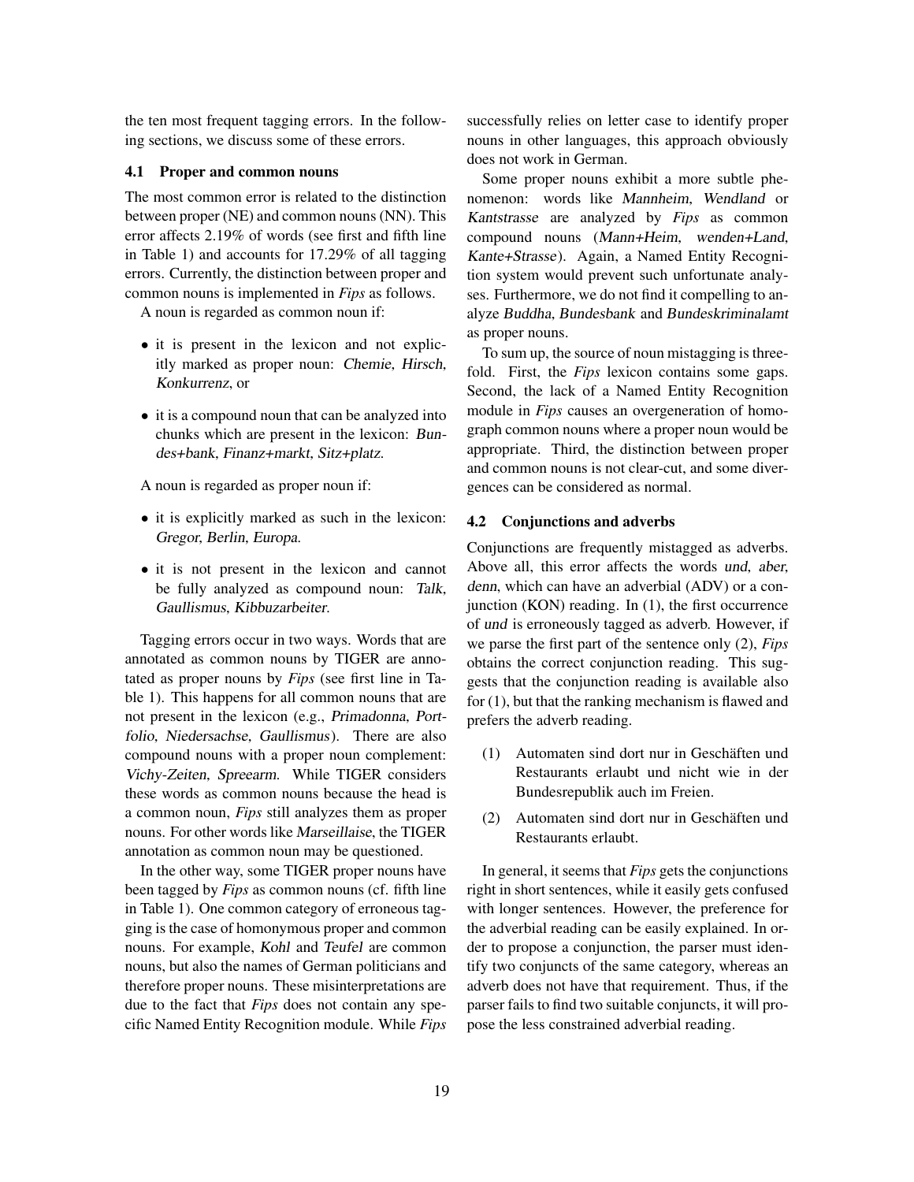the ten most frequent tagging errors. In the following sections, we discuss some of these errors.

### 4.1 Proper and common nouns

The most common error is related to the distinction between proper (NE) and common nouns (NN). This error affects 2.19% of words (see first and fifth line in Table 1) and accounts for 17.29% of all tagging errors. Currently, the distinction between proper and common nouns is implemented in *Fips* as follows.

A noun is regarded as common noun if:

- it is present in the lexicon and not explicitly marked as proper noun: *Chemie*, *Hirsch*, *Konkurrenz*, or
- it is a compound noun that can be analyzed into chunks which are present in the lexicon: *Bundes+bank*, *Finanz+markt*, *Sitz+platz*.

A noun is regarded as proper noun if:

- it is explicitly marked as such in the lexicon: *Gregor*, *Berlin*, *Europa*.
- it is not present in the lexicon and cannot be fully analyzed as compound noun: *Talk*, *Gaullismus*, *Kibbuzarbeiter*.

Tagging errors occur in two ways. Words that are annotated as common nouns by TIGER are annotated as proper nouns by *Fips* (see first line in Table 1). This happens for all common nouns that are not present in the lexicon (e.g., *Primadonna*, *Portfolio*, *Niedersachse*, *Gaullismus*). There are also compound nouns with a proper noun complement: *Vichy-Zeiten*, *Spreearm*. While TIGER considers these words as common nouns because the head is a common noun, *Fips* still analyzes them as proper nouns. For other words like *Marseillaise*, the TIGER annotation as common noun may be questioned.

In the other way, some TIGER proper nouns have been tagged by *Fips* as common nouns (cf. fifth line in Table 1). One common category of erroneous tagging is the case of homonymous proper and common nouns. For example, *Kohl* and *Teufel* are common nouns, but also the names of German politicians and therefore proper nouns. These misinterpretations are due to the fact that *Fips* does not contain any specific Named Entity Recognition module. While *Fips* successfully relies on letter case to identify proper nouns in other languages, this approach obviously does not work in German.

Some proper nouns exhibit a more subtle phenomenon: words like *Mannheim*, *Wendland* or *Kantstrasse* are analyzed by *Fips* as common compound nouns (*Mann+Heim*, *wenden+Land*, *Kante+Strasse*). Again, a Named Entity Recognition system would prevent such unfortunate analyses. Furthermore, we do not find it compelling to analyze *Buddha*, *Bundesbank* and *Bundeskriminalamt* as proper nouns.

To sum up, the source of noun mistagging is threefold. First, the *Fips* lexicon contains some gaps. Second, the lack of a Named Entity Recognition module in *Fips* causes an overgeneration of homograph common nouns where a proper noun would be appropriate. Third, the distinction between proper and common nouns is not clear-cut, and some divergences can be considered as normal.

### 4.2 Conjunctions and adverbs

Conjunctions are frequently mistagged as adverbs. Above all, this error affects the words *und*, *aber*, *denn*, which can have an adverbial (ADV) or a conjunction (KON) reading. In (1), the first occurrence of *und* is erroneously tagged as adverb. However, if we parse the first part of the sentence only (2), *Fips* obtains the correct conjunction reading. This suggests that the conjunction reading is available also for (1), but that the ranking mechanism is flawed and prefers the adverb reading.

(1) Automaten sind dort nur in Geschäften und Restaurants erlaubt und nicht wie in der Bundesrepublik auch im Freien.

(2) Automaten sind dort nur in Geschäften und Restaurants erlaubt.

In general, it seems that *Fips* gets the conjunctions right in short sentences, while it easily gets confused with longer sentences. However, the preference for the adverbial reading can be easily explained. In order to propose a conjunction, the parser must identify two conjuncts of the same category, whereas an adverb does not have that requirement. Thus, if the parser fails to find two suitable conjuncts, it will propose the less constrained adverbial reading.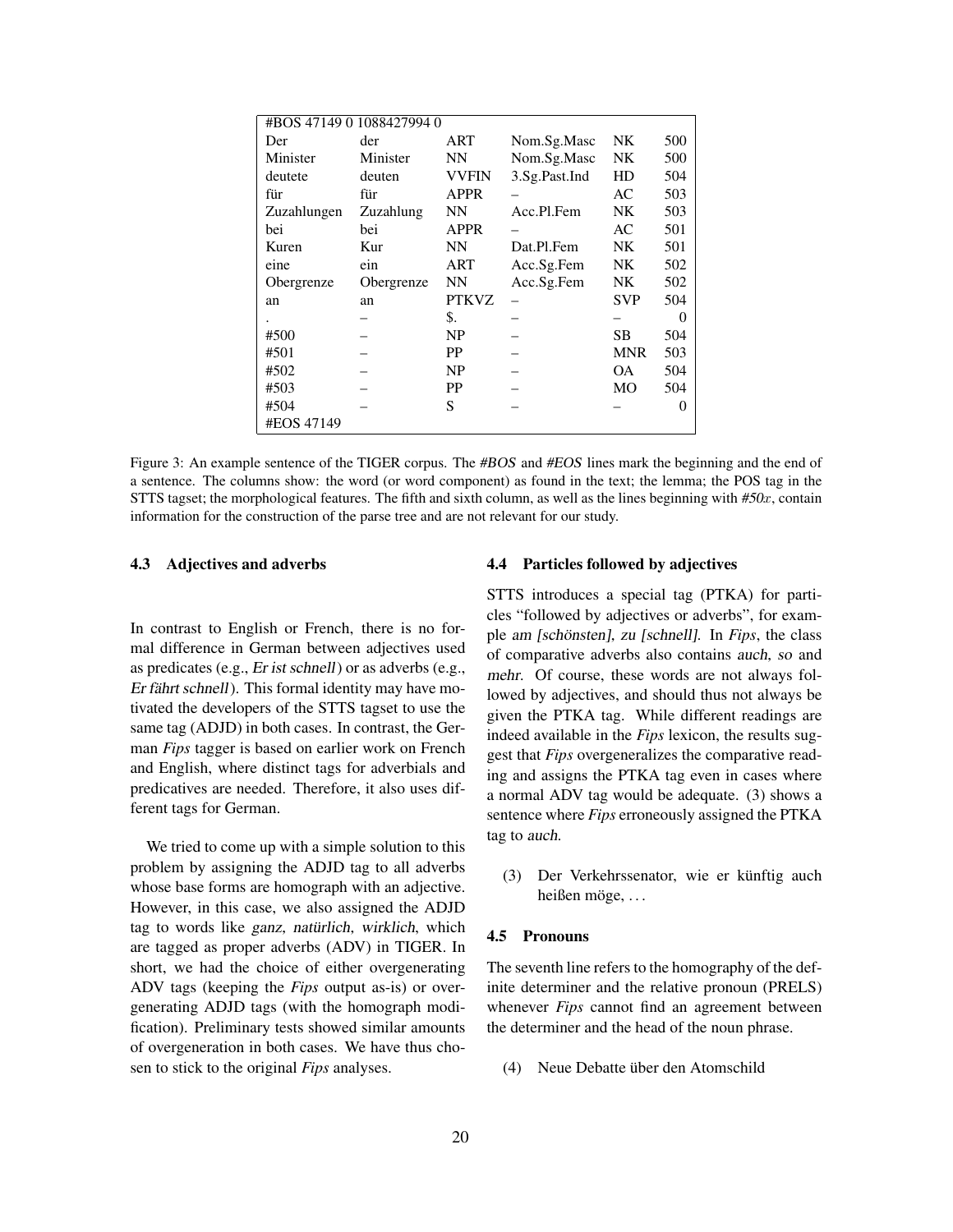| #BOS 47149 0 1088427994 0 | | | | | |
|---|---|---|---|---|---|
| Der | der | ART | Nom.Sg.Masc | NK | 500 |
| Minister | Minister | NN | Nom.Sg.Masc | NK | 500 |
| deutete | deuten | VVFIN | 3.Sg.Past.Ind | HD | 504 |
| für | für | APPR | – | AC | 503 |
| Zuzahlungen | Zuzahlung | NN | Acc.Pl.Fem | NK | 503 |
| bei | bei | APPR | – | AC | 501 |
| Kuren | Kur | NN | Dat.Pl.Fem | NK | 501 |
| eine | ein | ART | Acc.Sg.Fem | NK | 502 |
| Obergrenze | Obergrenze | NN | Acc.Sg.Fem | NK | 502 |
| an | an | PTKVZ | – | SVP | 504 |
| . | – | $. | – | – | 0 |
| #500 | – | NP | – | SB | 504 |
| #501 | – | PP | – | MNR | 503 |
| #502 | – | NP | – | OA | 504 |
| #503 | – | PP | – | MO | 504 |
| #504 | – | S | – | – | 0 |
| #EOS 47149 | | | | | |

Figure 3: An example sentence of the TIGER corpus. The *#BOS* and *#EOS* lines mark the beginning and the end of a sentence. The columns show: the word (or word component) as found in the text; the lemma; the POS tag in the STTS tagset; the morphological features. The fifth and sixth column, as well as the lines beginning with *#50x*, contain information for the construction of the parse tree and are not relevant for our study.

### 4.3 Adjectives and adverbs

In contrast to English or French, there is no formal difference in German between adjectives used as predicates (e.g., *Er ist schnell*) or as adverbs (e.g., *Er fährt schnell*). This formal identity may have motivated the developers of the STTS tagset to use the same tag (ADJD) in both cases. In contrast, the German *Fips* tagger is based on earlier work on French and English, where distinct tags for adverbials and predicatives are needed. Therefore, it also uses different tags for German.

We tried to come up with a simple solution to this problem by assigning the ADJD tag to all adverbs whose base forms are homograph with an adjective. However, in this case, we also assigned the ADJD tag to words like *ganz*, *natürlich*, *wirklich*, which are tagged as proper adverbs (ADV) in TIGER. In short, we had the choice of either overgenerating ADV tags (keeping the *Fips* output as-is) or overgenerating ADJD tags (with the homograph modification). Preliminary tests showed similar amounts of overgeneration in both cases. We have thus chosen to stick to the original *Fips* analyses.

### 4.4 Particles followed by adjectives

STTS introduces a special tag (PTKA) for particles "followed by adjectives or adverbs", for example *am [schönsten]*, *zu [schnell]*. In *Fips*, the class of comparative adverbs also contains *auch*, *so* and *mehr*. Of course, these words are not always followed by adjectives, and should thus not always be given the PTKA tag. While different readings are indeed available in the *Fips* lexicon, the results suggest that *Fips* overgeneralizes the comparative reading and assigns the PTKA tag even in cases where a normal ADV tag would be adequate. (3) shows a sentence where *Fips* erroneously assigned the PTKA tag to *auch*.

(3) Der Verkehrssenator, wie er künftig auch heißen möge, ...

### 4.5 Pronouns

The seventh line refers to the homography of the definite determiner and the relative pronoun (PRELS) whenever *Fips* cannot find an agreement between the determiner and the head of the noun phrase.

(4) Neue Debatte über den Atomschild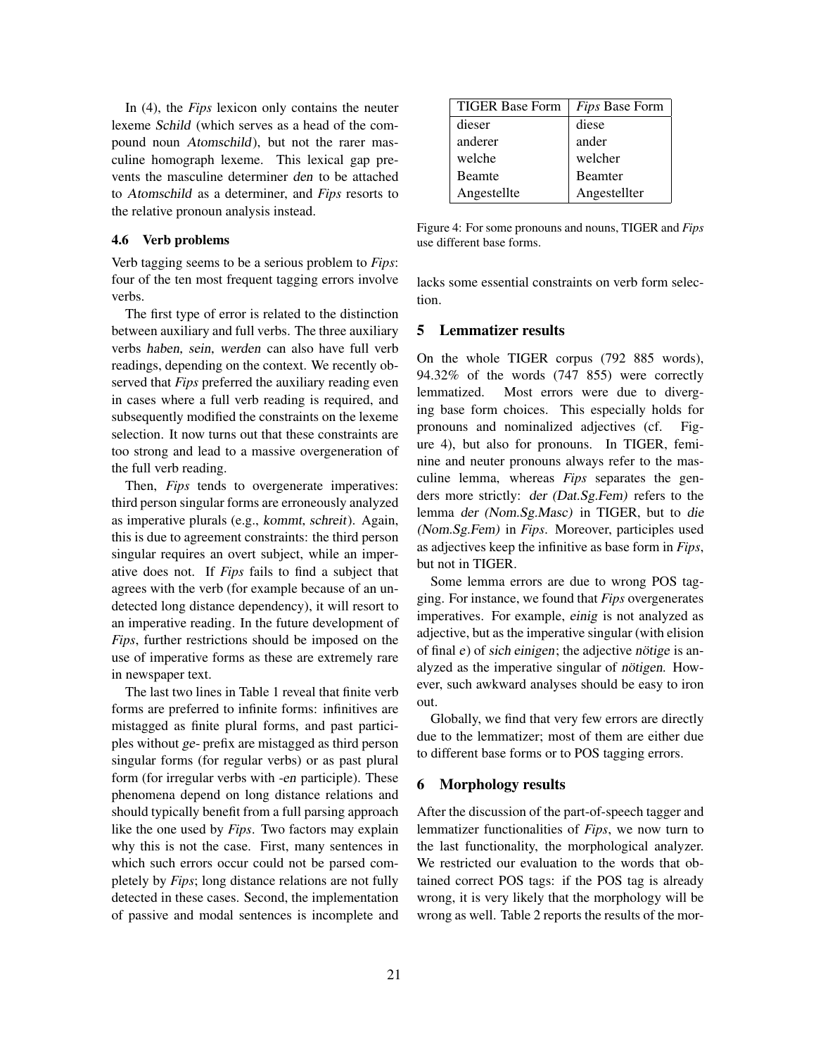In (4), the *Fips* lexicon only contains the neuter lexeme Schild (which serves as a head of the compound noun Atomschild), but not the rarer masculine homograph lexeme. This lexical gap prevents the masculine determiner den to be attached to Atomschild as a determiner, and *Fips* resorts to the relative pronoun analysis instead.

### 4.6 Verb problems

Verb tagging seems to be a serious problem to *Fips*: four of the ten most frequent tagging errors involve verbs.

The first type of error is related to the distinction between auxiliary and full verbs. The three auxiliary verbs haben, sein, werden can also have full verb readings, depending on the context. We recently observed that *Fips* preferred the auxiliary reading even in cases where a full verb reading is required, and subsequently modified the constraints on the lexeme selection. It now turns out that these constraints are too strong and lead to a massive overgeneration of the full verb reading.

Then, *Fips* tends to overgenerate imperatives: third person singular forms are erroneously analyzed as imperative plurals (e.g., kommt, schreit). Again, this is due to agreement constraints: the third person singular requires an overt subject, while an imperative does not. If *Fips* fails to find a subject that agrees with the verb (for example because of an undetected long distance dependency), it will resort to an imperative reading. In the future development of *Fips*, further restrictions should be imposed on the use of imperative forms as these are extremely rare in newspaper text.

The last two lines in Table 1 reveal that finite verb forms are preferred to infinite forms: infinitives are mistagged as finite plural forms, and past participles without ge- prefix are mistagged as third person singular forms (for regular verbs) or as past plural form (for irregular verbs with -en participle). These phenomena depend on long distance relations and should typically benefit from a full parsing approach like the one used by *Fips*. Two factors may explain why this is not the case. First, many sentences in which such errors occur could not be parsed completely by *Fips*; long distance relations are not fully detected in these cases. Second, the implementation of passive and modal sentences is incomplete and lacks some essential constraints on verb form selection.

| TIGER Base Form | *Fips* Base Form |
|---|---|
| dieser | diese |
| anderer | ander |
| welche | welcher |
| Beamte | Beamter |
| Angestellte | Angestellter |

Figure 4: For some pronouns and nouns, TIGER and *Fips* use different base forms.

## 5 Lemmatizer results

On the whole TIGER corpus (792 885 words), 94.32% of the words (747 855) were correctly lemmatized. Most errors were due to diverging base form choices. This especially holds for pronouns and nominalized adjectives (cf. Figure 4), but also for pronouns. In TIGER, feminine and neuter pronouns always refer to the masculine lemma, whereas *Fips* separates the genders more strictly: der (Dat.Sg.Fem) refers to the lemma der (Nom.Sg.Masc) in TIGER, but to die (Nom.Sg.Fem) in *Fips*. Moreover, participles used as adjectives keep the infinitive as base form in *Fips*, but not in TIGER.

Some lemma errors are due to wrong POS tagging. For instance, we found that *Fips* overgenerates imperatives. For example, einig is not analyzed as adjective, but as the imperative singular (with elision of final e) of sich einigen; the adjective nötige is analyzed as the imperative singular of nötigen. However, such awkward analyses should be easy to iron out.

Globally, we find that very few errors are directly due to the lemmatizer; most of them are either due to different base forms or to POS tagging errors.

## 6 Morphology results

After the discussion of the part-of-speech tagger and lemmatizer functionalities of *Fips*, we now turn to the last functionality, the morphological analyzer. We restricted our evaluation to the words that obtained correct POS tags: if the POS tag is already wrong, it is very likely that the morphology will be wrong as well. Table 2 reports the results of the mor-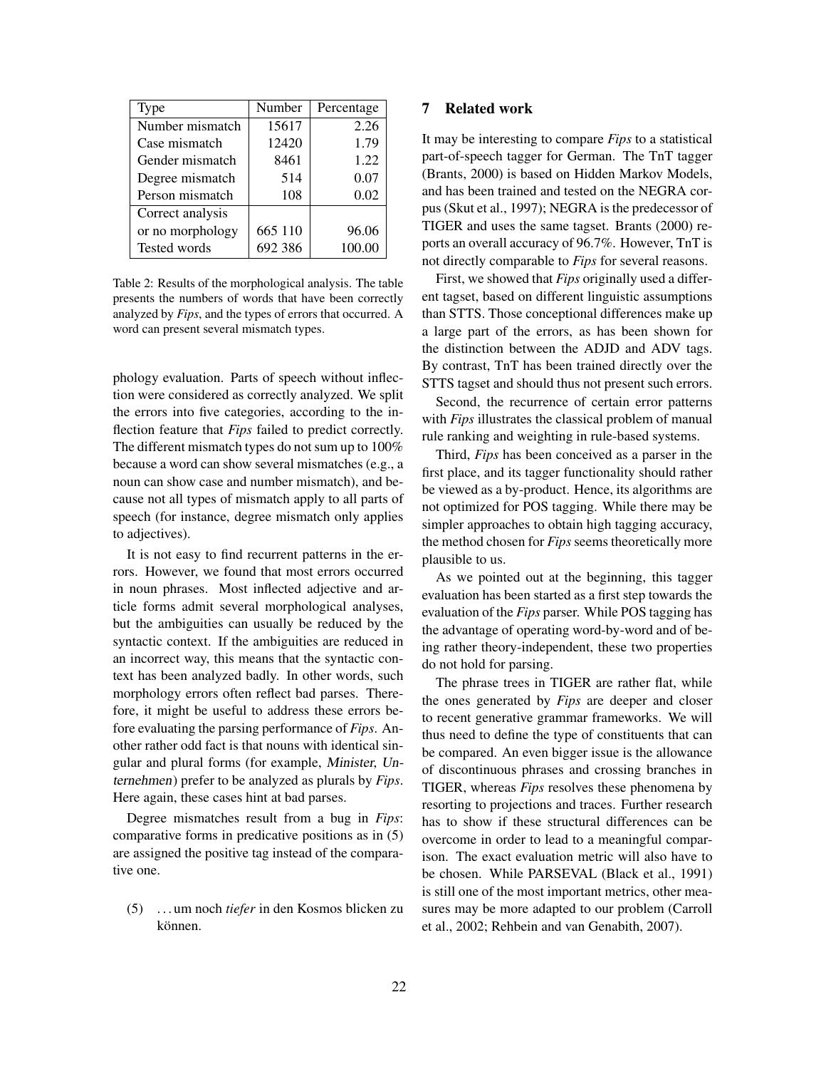| Type | Number | Percentage |
|---|---|---|
| Number mismatch | 15617 | 2.26 |
| Case mismatch | 12420 | 1.79 |
| Gender mismatch | 8461 | 1.22 |
| Degree mismatch | 514 | 0.07 |
| Person mismatch | 108 | 0.02 |
| Correct analysis or no morphology | 665 110 | 96.06 |
| Tested words | 692 386 | 100.00 |

Table 2: Results of the morphological analysis. The table presents the numbers of words that have been correctly analyzed by *Fips*, and the types of errors that occurred. A word can present several mismatch types.

phology evaluation. Parts of speech without inflection were considered as correctly analyzed. We split the errors into five categories, according to the inflection feature that *Fips* failed to predict correctly. The different mismatch types do not sum up to 100% because a word can show several mismatches (e.g., a noun can show case and number mismatch), and because not all types of mismatch apply to all parts of speech (for instance, degree mismatch only applies to adjectives).

It is not easy to find recurrent patterns in the errors. However, we found that most errors occurred in noun phrases. Most inflected adjective and article forms admit several morphological analyses, but the ambiguities can usually be reduced by the syntactic context. If the ambiguities are reduced in an incorrect way, this means that the syntactic context has been analyzed badly. In other words, such morphology errors often reflect bad parses. Therefore, it might be useful to address these errors before evaluating the parsing performance of *Fips*. Another rather odd fact is that nouns with identical singular and plural forms (for example, Minister, Unternehmen) prefer to be analyzed as plurals by *Fips*. Here again, these cases hint at bad parses.

Degree mismatches result from a bug in *Fips*: comparative forms in predicative positions as in (5) are assigned the positive tag instead of the comparative one.

(5) . . . um noch *tiefer* in den Kosmos blicken zu können.

## 7 Related work

It may be interesting to compare *Fips* to a statistical part-of-speech tagger for German. The TnT tagger (Brants, 2000) is based on Hidden Markov Models, and has been trained and tested on the NEGRA corpus (Skut et al., 1997); NEGRA is the predecessor of TIGER and uses the same tagset. Brants (2000) reports an overall accuracy of 96.7%. However, TnT is not directly comparable to *Fips* for several reasons.

First, we showed that *Fips* originally used a different tagset, based on different linguistic assumptions than STTS. Those conceptional differences make up a large part of the errors, as has been shown for the distinction between the ADJD and ADV tags. By contrast, TnT has been trained directly over the STTS tagset and should thus not present such errors.

Second, the recurrence of certain error patterns with *Fips* illustrates the classical problem of manual rule ranking and weighting in rule-based systems.

Third, *Fips* has been conceived as a parser in the first place, and its tagger functionality should rather be viewed as a by-product. Hence, its algorithms are not optimized for POS tagging. While there may be simpler approaches to obtain high tagging accuracy, the method chosen for *Fips* seems theoretically more plausible to us.

As we pointed out at the beginning, this tagger evaluation has been started as a first step towards the evaluation of the *Fips* parser. While POS tagging has the advantage of operating word-by-word and of being rather theory-independent, these two properties do not hold for parsing.

The phrase trees in TIGER are rather flat, while the ones generated by *Fips* are deeper and closer to recent generative grammar frameworks. We will thus need to define the type of constituents that can be compared. An even bigger issue is the allowance of discontinuous phrases and crossing branches in TIGER, whereas *Fips* resolves these phenomena by resorting to projections and traces. Further research has to show if these structural differences can be overcome in order to lead to a meaningful comparison. The exact evaluation metric will also have to be chosen. While PARSEVAL (Black et al., 1991) is still one of the most important metrics, other measures may be more adapted to our problem (Carroll et al., 2002; Rehbein and van Genabith, 2007).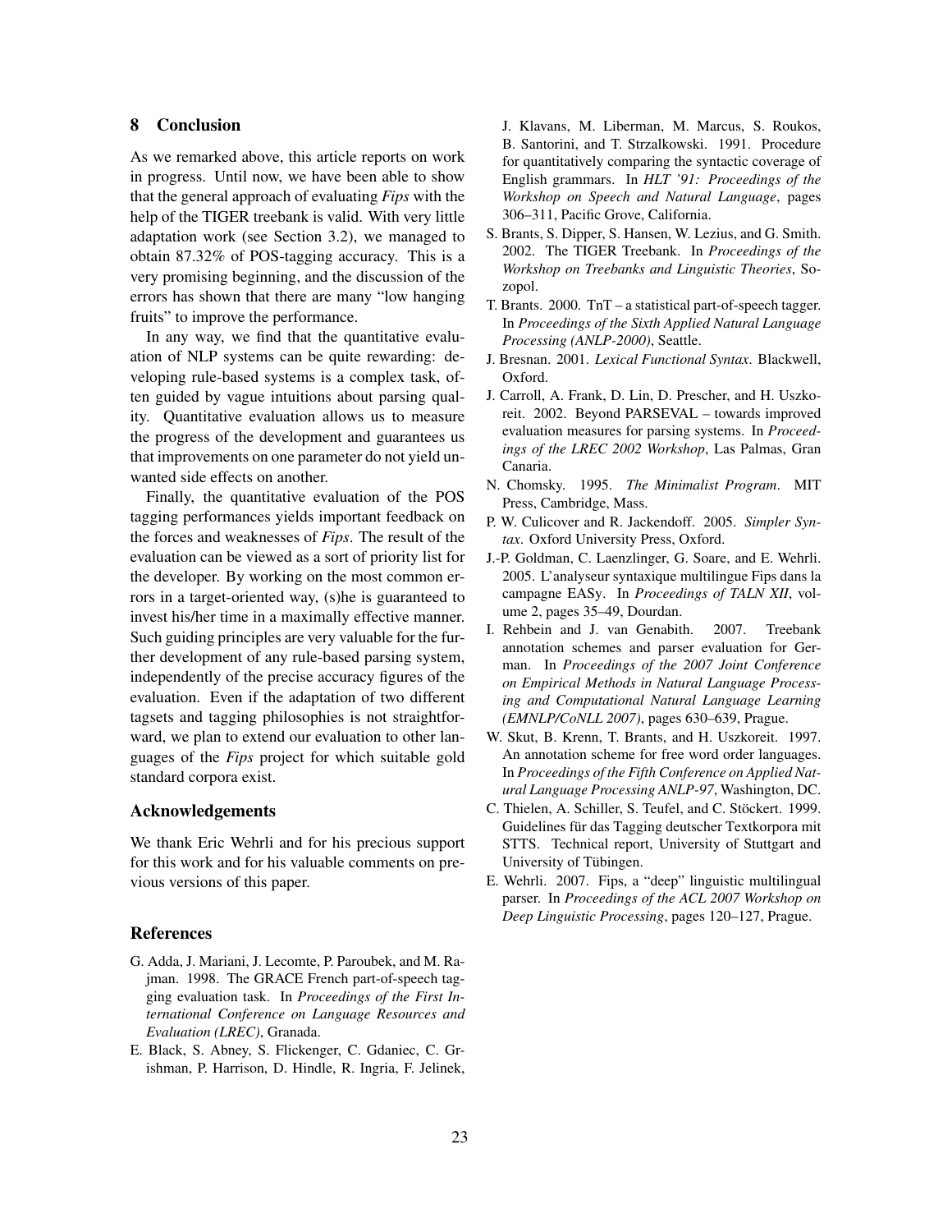## 8 Conclusion

As we remarked above, this article reports on work in progress. Until now, we have been able to show that the general approach of evaluating *Fips* with the help of the TIGER treebank is valid. With very little adaptation work (see Section 3.2), we managed to obtain 87.32% of POS-tagging accuracy. This is a very promising beginning, and the discussion of the errors has shown that there are many "low hanging fruits" to improve the performance.

In any way, we find that the quantitative evaluation of NLP systems can be quite rewarding: developing rule-based systems is a complex task, often guided by vague intuitions about parsing quality. Quantitative evaluation allows us to measure the progress of the development and guarantees us that improvements on one parameter do not yield unwanted side effects on another.

Finally, the quantitative evaluation of the POS tagging performances yields important feedback on the forces and weaknesses of *Fips*. The result of the evaluation can be viewed as a sort of priority list for the developer. By working on the most common errors in a target-oriented way, (s)he is guaranteed to invest his/her time in a maximally effective manner. Such guiding principles are very valuable for the further development of any rule-based parsing system, independently of the precise accuracy figures of the evaluation. Even if the adaptation of two different tagsets and tagging philosophies is not straightforward, we plan to extend our evaluation to other languages of the *Fips* project for which suitable gold standard corpora exist.

## Acknowledgements

We thank Eric Wehrli and for his precious support for this work and for his valuable comments on previous versions of this paper.

## References

G. Adda, J. Mariani, J. Lecomte, P. Paroubek, and M. Rajman. 1998. The GRACE French part-of-speech tagging evaluation task. In *Proceedings of the First International Conference on Language Resources and Evaluation (LREC)*, Granada.

E. Black, S. Abney, S. Flickenger, C. Gdaniec, C. Grishman, P. Harrison, D. Hindle, R. Ingria, F. Jelinek, J. Klavans, M. Liberman, M. Marcus, S. Roukos, B. Santorini, and T. Strzalkowski. 1991. Procedure for quantitatively comparing the syntactic coverage of English grammars. In *HLT '91: Proceedings of the Workshop on Speech and Natural Language*, pages 306–311, Pacific Grove, California.

S. Brants, S. Dipper, S. Hansen, W. Lezius, and G. Smith. 2002. The TIGER Treebank. In *Proceedings of the Workshop on Treebanks and Linguistic Theories*, Sozopol.

T. Brants. 2000. TnT – a statistical part-of-speech tagger. In *Proceedings of the Sixth Applied Natural Language Processing (ANLP-2000)*, Seattle.

J. Bresnan. 2001. *Lexical Functional Syntax*. Blackwell, Oxford.

J. Carroll, A. Frank, D. Lin, D. Prescher, and H. Uszkoreit. 2002. Beyond PARSEVAL – towards improved evaluation measures for parsing systems. In *Proceedings of the LREC 2002 Workshop*, Las Palmas, Gran Canaria.

N. Chomsky. 1995. *The Minimalist Program*. MIT Press, Cambridge, Mass.

P. W. Culicover and R. Jackendoff. 2005. *Simpler Syntax*. Oxford University Press, Oxford.

J.-P. Goldman, C. Laenzlinger, G. Soare, and E. Wehrli. 2005. L'analyseur syntaxique multilingue Fips dans la campagne EASy. In *Proceedings of TALN XII*, volume 2, pages 35–49, Dourdan.

I. Rehbein and J. van Genabith. 2007. Treebank annotation schemes and parser evaluation for German. In *Proceedings of the 2007 Joint Conference on Empirical Methods in Natural Language Processing and Computational Natural Language Learning (EMNLP/CoNLL 2007)*, pages 630–639, Prague.

W. Skut, B. Krenn, T. Brants, and H. Uszkoreit. 1997. An annotation scheme for free word order languages. In *Proceedings of the Fifth Conference on Applied Natural Language Processing ANLP-97*, Washington, DC.

C. Thielen, A. Schiller, S. Teufel, and C. Stöckert. 1999. Guidelines für das Tagging deutscher Textkorpora mit STTS. Technical report, University of Stuttgart and University of Tübingen.

E. Wehrli. 2007. Fips, a "deep" linguistic multilingual parser. In *Proceedings of the ACL 2007 Workshop on Deep Linguistic Processing*, pages 120–127, Prague.